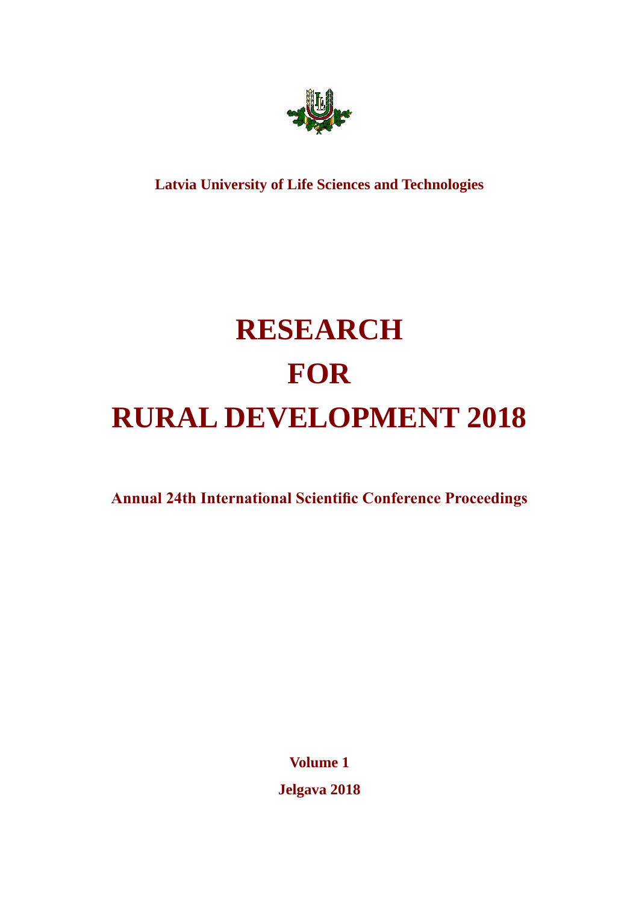**Latvia University of Life Sciences and Technologies**

# RESEARCH FOR RURAL DEVELOPMENT 2018

**Annual 24th International Scientific Conference Proceedings**

**Volume 1**

**Jelgava 2018**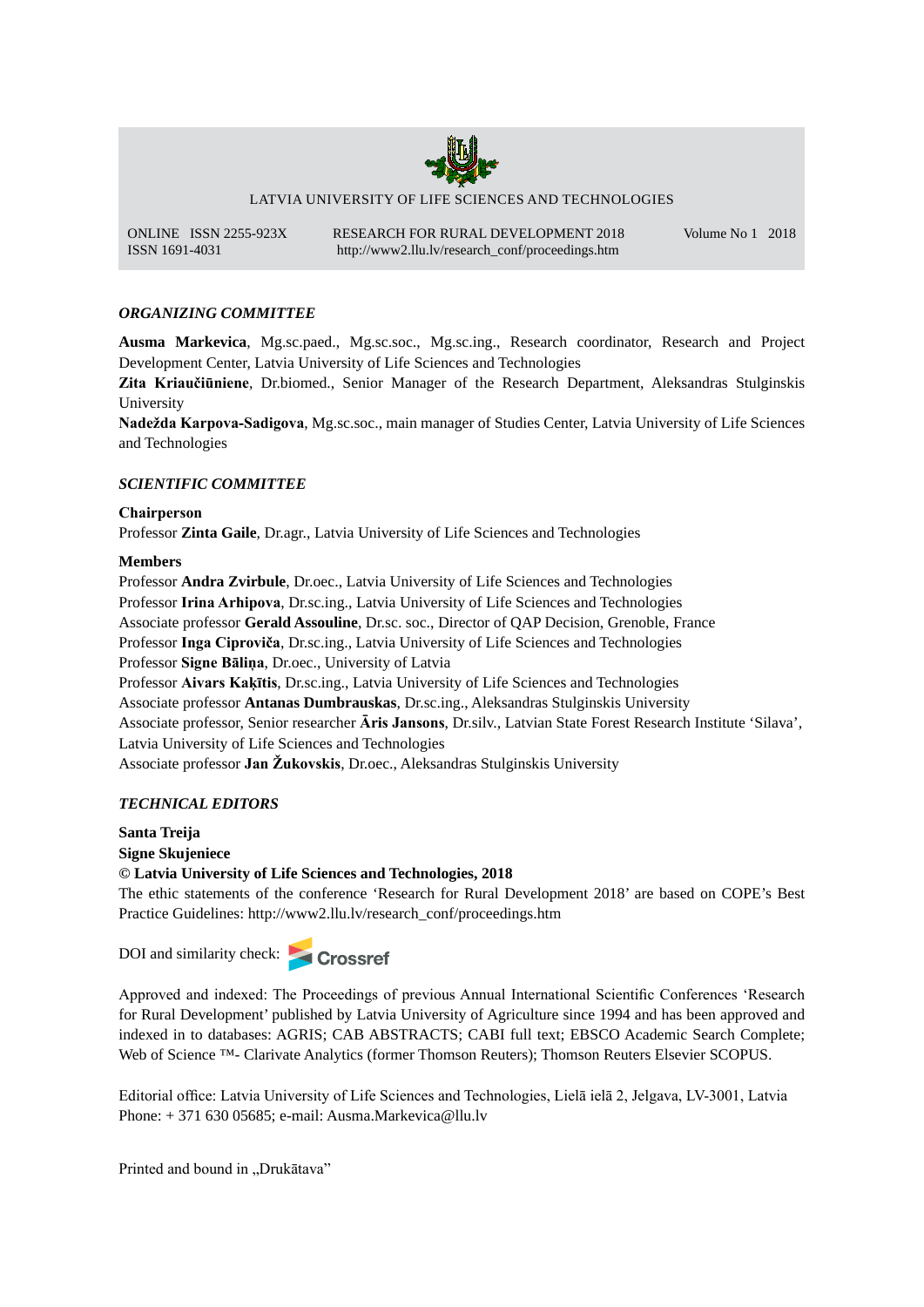LATVIA UNIVERSITY OF LIFE SCIENCES AND TECHNOLOGIES

ONLINE ISSN 2255-923X
ISSN 1691-4031

RESEARCH FOR RURAL DEVELOPMENT 2018
http://www2.llu.lv/research_conf/proceedings.htm

Volume No 1 2018

### *ORGANIZING COMMITTEE*

**Ausma Markevica**, Mg.sc.paed., Mg.sc.soc., Mg.sc.ing., Research coordinator, Research and Project Development Center, Latvia University of Life Sciences and Technologies
**Zita Kriaučiūniene**, Dr.biomed., Senior Manager of the Research Department, Aleksandras Stulginskis University
**Nadežda Karpova-Sadigova**, Mg.sc.soc., main manager of Studies Center, Latvia University of Life Sciences and Technologies

### *SCIENTIFIC COMMITTEE*

**Chairperson**
Professor **Zinta Gaile**, Dr.agr., Latvia University of Life Sciences and Technologies

**Members**
Professor **Andra Zvirbule**, Dr.oec., Latvia University of Life Sciences and Technologies
Professor **Irina Arhipova**, Dr.sc.ing., Latvia University of Life Sciences and Technologies
Associate professor **Gerald Assouline**, Dr.sc. soc., Director of QAP Decision, Grenoble, France
Professor **Inga Ciproviča**, Dr.sc.ing., Latvia University of Life Sciences and Technologies
Professor **Signe Bāliņa**, Dr.oec., University of Latvia
Professor **Aivars Kaķītis**, Dr.sc.ing., Latvia University of Life Sciences and Technologies
Associate professor **Antanas Dumbrauskas**, Dr.sc.ing., Aleksandras Stulginskis University
Associate professor, Senior researcher **Āris Jansons**, Dr.silv., Latvian State Forest Research Institute 'Silava', Latvia University of Life Sciences and Technologies
Associate professor **Jan Žukovskis**, Dr.oec., Aleksandras Stulginskis University

### *TECHNICAL EDITORS*

**Santa Treija**
**Signe Skujeniece**
**© Latvia University of Life Sciences and Technologies, 2018**
The ethic statements of the conference 'Research for Rural Development 2018' are based on COPE's Best Practice Guidelines: http://www2.llu.lv/research_conf/proceedings.htm

DOI and similarity check: Crossref

Approved and indexed: The Proceedings of previous Annual International Scientific Conferences 'Research for Rural Development' published by Latvia University of Agriculture since 1994 and has been approved and indexed in to databases: AGRIS; CAB ABSTRACTS; CABI full text; EBSCO Academic Search Complete; Web of Science ™- Clarivate Analytics (former Thomson Reuters); Thomson Reuters Elsevier SCOPUS.

Editorial office: Latvia University of Life Sciences and Technologies, Lielā iela 2, Jelgava, LV-3001, Latvia
Phone: + 371 630 05685; e-mail: Ausma.Markevica@llu.lv

Printed and bound in „Drukātava"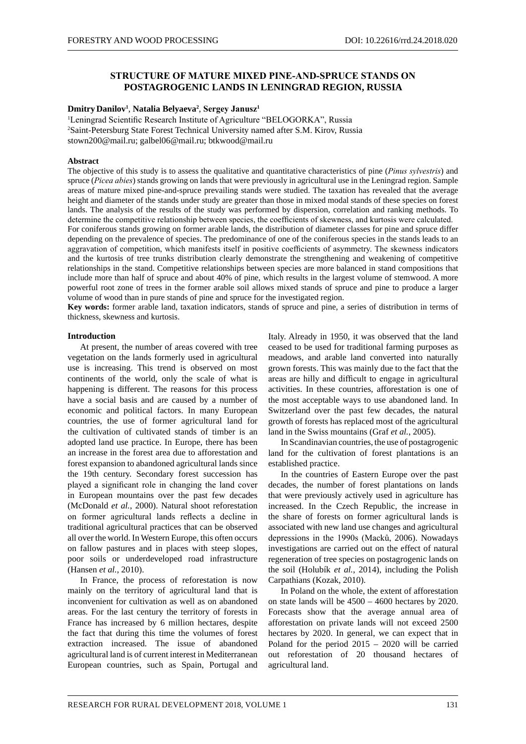# STRUCTURE OF MATURE MIXED PINE-AND-SPRUCE STANDS ON POSTAGROGENIC LANDS IN LENINGRAD REGION, RUSSIA

**Dmitry Danilov**[1], **Natalia Belyaeva**[2], **Sergey Janusz**[1]

[1]Leningrad Scientific Research Institute of Agriculture "BELOGORKA", Russia
[2]Saint-Petersburg State Forest Technical University named after S.M. Kirov, Russia
stown200@mail.ru; galbel06@mail.ru; btkwood@mail.ru

**Abstract**

The objective of this study is to assess the qualitative and quantitative characteristics of pine (*Pinus sylvestris*) and spruce (*Picea abies*) stands growing on lands that were previously in agricultural use in the Leningrad region. Sample areas of mature mixed pine-and-spruce prevailing stands were studied. The taxation has revealed that the average height and diameter of the stands under study are greater than those in mixed modal stands of these species on forest lands. The analysis of the results of the study was performed by dispersion, correlation and ranking methods. To determine the competitive relationship between species, the coefficients of skewness, and kurtosis were calculated.
For coniferous stands growing on former arable lands, the distribution of diameter classes for pine and spruce differ depending on the prevalence of species. The predominance of one of the coniferous species in the stands leads to an aggravation of competition, which manifests itself in positive coefficients of asymmetry. The skewness indicators and the kurtosis of tree trunks distribution clearly demonstrate the strengthening and weakening of competitive relationships in the stand. Competitive relationships between species are more balanced in stand compositions that include more than half of spruce and about 40% of pine, which results in the largest volume of stemwood. A more powerful root zone of trees in the former arable soil allows mixed stands of spruce and pine to produce a larger volume of wood than in pure stands of pine and spruce for the investigated region.

**Key words:** former arable land, taxation indicators, stands of spruce and pine, a series of distribution in terms of thickness, skewness and kurtosis.

## Introduction

At present, the number of areas covered with tree vegetation on the lands formerly used in agricultural use is increasing. This trend is observed on most continents of the world, only the scale of what is happening is different. The reasons for this process have a social basis and are caused by a number of economic and political factors. In many European countries, the use of former agricultural land for the cultivation of cultivated stands of timber is an adopted land use practice. In Europe, there has been an increase in the forest area due to afforestation and forest expansion to abandoned agricultural lands since the 19th century. Secondary forest succession has played a significant role in changing the land cover in European mountains over the past few decades (McDonald *et al.*, 2000). Natural shoot reforestation on former agricultural lands reflects a decline in traditional agricultural practices that can be observed all over the world. In Western Europe, this often occurs on fallow pastures and in places with steep slopes, poor soils or underdeveloped road infrastructure (Hansen *et al.*, 2010).

In France, the process of reforestation is now mainly on the territory of agricultural land that is inconvenient for cultivation as well as on abandoned areas. For the last century the territory of forests in France has increased by 6 million hectares, despite the fact that during this time the volumes of forest extraction increased. The issue of abandoned agricultural land is of current interest in Mediterranean European countries, such as Spain, Portugal and Italy. Already in 1950, it was observed that the land ceased to be used for traditional farming purposes as meadows, and arable land converted into naturally grown forests. This was mainly due to the fact that the areas are hilly and difficult to engage in agricultural activities. In these countries, afforestation is one of the most acceptable ways to use abandoned land. In Switzerland over the past few decades, the natural growth of forests has replaced most of the agricultural land in the Swiss mountains (Graf *et al.*, 2005).

In Scandinavian countries, the use of postagrogenic land for the cultivation of forest plantations is an established practice.

In the countries of Eastern Europe over the past decades, the number of forest plantations on lands that were previously actively used in agriculture has increased. In the Czech Republic, the increase in the share of forests on former agricultural lands is associated with new land use changes and agricultural depressions in the 1990s (Macků, 2006). Nowadays investigations are carried out on the effect of natural regeneration of tree species on postagrogenic lands on the soil (Holubík *et al.*, 2014), including the Polish Carpathians (Kozak, 2010).

In Poland on the whole, the extent of afforestation on state lands will be 4500 – 4600 hectares by 2020. Forecasts show that the average annual area of afforestation on private lands will not exceed 2500 hectares by 2020. In general, we can expect that in Poland for the period 2015 – 2020 will be carried out reforestation of 20 thousand hectares of agricultural land.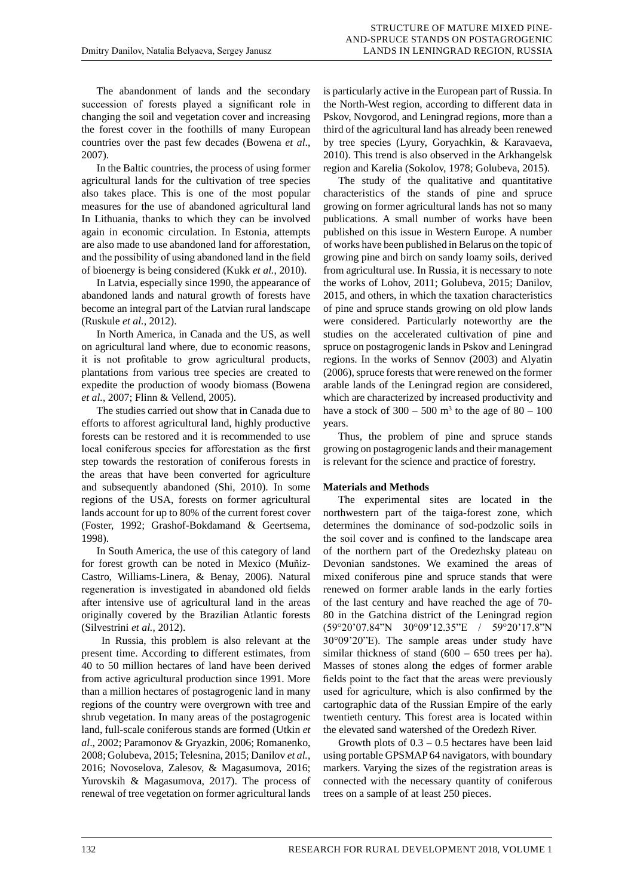The abandonment of lands and the secondary succession of forests played a significant role in changing the soil and vegetation cover and increasing the forest cover in the foothills of many European countries over the past few decades (Bowena *et al*., 2007).

In the Baltic countries, the process of using former agricultural lands for the cultivation of tree species also takes place. This is one of the most popular measures for the use of abandoned agricultural land In Lithuania, thanks to which they can be involved again in economic circulation. In Estonia, attempts are also made to use abandoned land for afforestation, and the possibility of using abandoned land in the field of bioenergy is being considered (Kukk *et al.*, 2010).

In Latvia, especially since 1990, the appearance of abandoned lands and natural growth of forests have become an integral part of the Latvian rural landscape (Ruskule *et al.*, 2012).

In North America, in Canada and the US, as well on agricultural land where, due to economic reasons, it is not profitable to grow agricultural products, plantations from various tree species are created to expedite the production of woody biomass (Bowena *et al.*, 2007; Flinn & Vellend, 2005).

The studies carried out show that in Canada due to efforts to afforest agricultural land, highly productive forests can be restored and it is recommended to use local coniferous species for afforestation as the first step towards the restoration of coniferous forests in the areas that have been converted for agriculture and subsequently abandoned (Shi, 2010). In some regions of the USA, forests on former agricultural lands account for up to 80% of the current forest cover (Foster, 1992; Grashof-Bokdamand & Geertsema, 1998).

In South America, the use of this category of land for forest growth can be noted in Mexico (Muñiz-Castro, Williams-Linera, & Benay, 2006). Natural regeneration is investigated in abandoned old fields after intensive use of agricultural land in the areas originally covered by the Brazilian Atlantic forests (Silvestrini *et al.*, 2012).

In Russia, this problem is also relevant at the present time. According to different estimates, from 40 to 50 million hectares of land have been derived from active agricultural production since 1991. More than a million hectares of postagrogenic land in many regions of the country were overgrown with tree and shrub vegetation. In many areas of the postagrogenic land, full-scale coniferous stands are formed (Utkin *et al*., 2002; Paramonov & Gryazkin, 2006; Romanenko, 2008; Golubeva, 2015; Telesnina, 2015; Danilov *et al.*, 2016; Novoselova, Zalesov, & Magasumova, 2016; Yurovskih & Magasumova, 2017). The process of renewal of tree vegetation on former agricultural lands is particularly active in the European part of Russia. In the North-West region, according to different data in Pskov, Novgorod, and Leningrad regions, more than a third of the agricultural land has already been renewed by tree species (Lyury, Goryachkin, & Karavaeva, 2010). This trend is also observed in the Arkhangelsk region and Karelia (Sokolov, 1978; Golubeva, 2015).

The study of the qualitative and quantitative characteristics of the stands of pine and spruce growing on former agricultural lands has not so many publications. A small number of works have been published on this issue in Western Europe. A number of works have been published in Belarus on the topic of growing pine and birch on sandy loamy soils, derived from agricultural use. In Russia, it is necessary to note the works of Lohov, 2011; Golubeva, 2015; Danilov, 2015, and others, in which the taxation characteristics of pine and spruce stands growing on old plow lands were considered. Particularly noteworthy are the studies on the accelerated cultivation of pine and spruce on postagrogenic lands in Pskov and Leningrad regions. In the works of Sennov (2003) and Alyatin (2006), spruce forests that were renewed on the former arable lands of the Leningrad region are considered, which are characterized by increased productivity and have a stock of 300 – 500 m$^3$ to the age of 80 – 100 years.

Thus, the problem of pine and spruce stands growing on postagrogenic lands and their management is relevant for the science and practice of forestry.

## Materials and Methods

The experimental sites are located in the northwestern part of the taiga-forest zone, which determines the dominance of sod-podzolic soils in the soil cover and is confined to the landscape area of the northern part of the Oredezhsky plateau on Devonian sandstones. We examined the areas of mixed coniferous pine and spruce stands that were renewed on former arable lands in the early forties of the last century and have reached the age of 70-80 in the Gatchina district of the Leningrad region (59°20'07.84"N 30°09'12.35"E / 59°20'17.8"N 30°09'20"E). The sample areas under study have similar thickness of stand (600 – 650 trees per ha). Masses of stones along the edges of former arable fields point to the fact that the areas were previously used for agriculture, which is also confirmed by the cartographic data of the Russian Empire of the early twentieth century. This forest area is located within the elevated sand watershed of the Oredezh River.

Growth plots of 0.3 – 0.5 hectares have been laid using portable GPSMAP 64 navigators, with boundary markers. Varying the sizes of the registration areas is connected with the necessary quantity of coniferous trees on a sample of at least 250 pieces.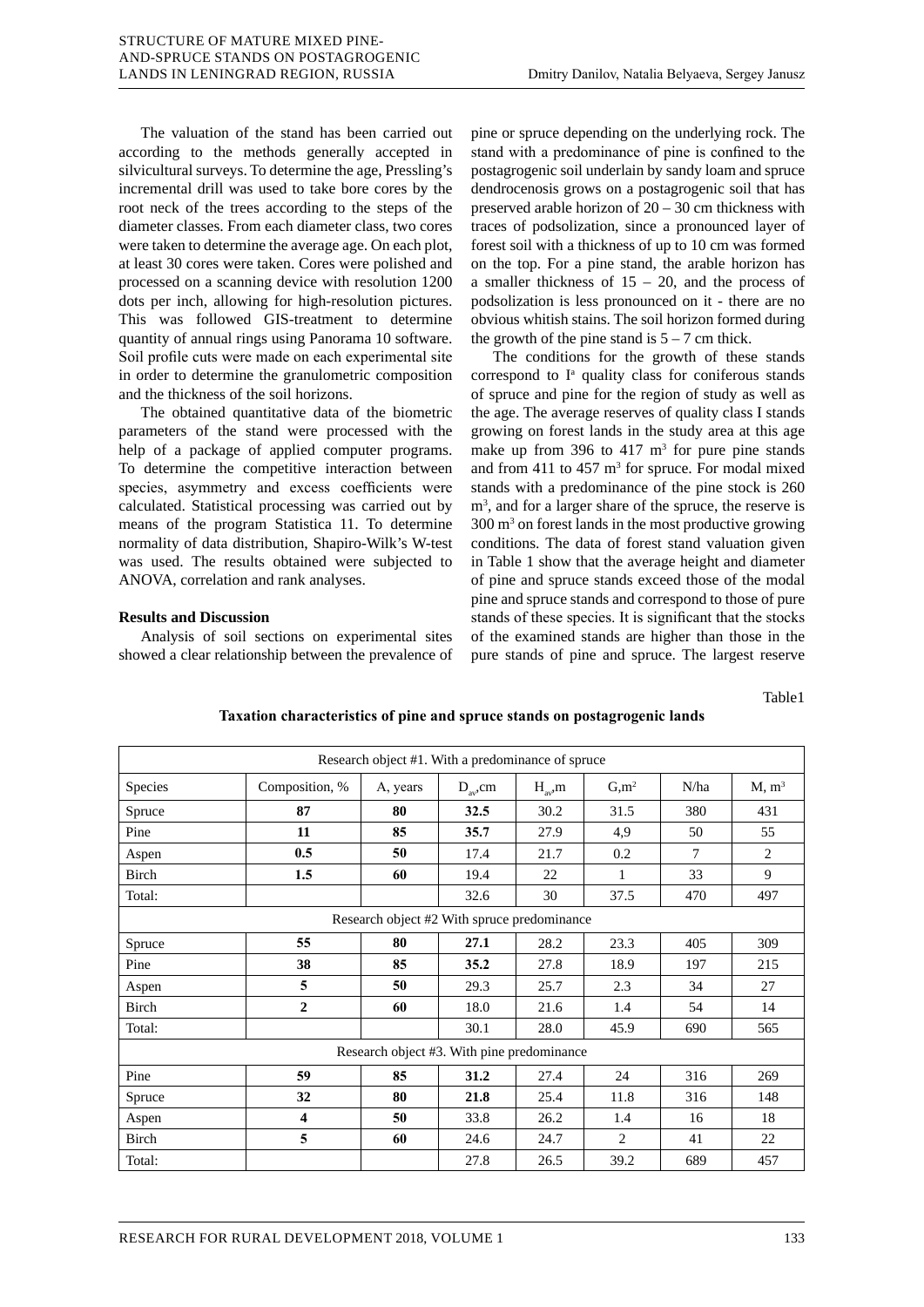The valuation of the stand has been carried out according to the methods generally accepted in silvicultural surveys. To determine the age, Pressling's incremental drill was used to take bore cores by the root neck of the trees according to the steps of the diameter classes. From each diameter class, two cores were taken to determine the average age. On each plot, at least 30 cores were taken. Cores were polished and processed on a scanning device with resolution 1200 dots per inch, allowing for high-resolution pictures. This was followed GIS-treatment to determine quantity of annual rings using Panorama 10 software. Soil profile cuts were made on each experimental site in order to determine the granulometric composition and the thickness of the soil horizons.

The obtained quantitative data of the biometric parameters of the stand were processed with the help of a package of applied computer programs. To determine the competitive interaction between species, asymmetry and excess coefficients were calculated. Statistical processing was carried out by means of the program Statistica 11. To determine normality of data distribution, Shapiro-Wilk's W-test was used. The results obtained were subjected to ANOVA, correlation and rank analyses.

**Results and Discussion**

Analysis of soil sections on experimental sites showed a clear relationship between the prevalence of pine or spruce depending on the underlying rock. The stand with a predominance of pine is confined to the postagrogenic soil underlain by sandy loam and spruce dendrocenosis grows on a postagrogenic soil that has preserved arable horizon of 20 – 30 cm thickness with traces of podsolization, since a pronounced layer of forest soil with a thickness of up to 10 cm was formed on the top. For a pine stand, the arable horizon has a smaller thickness of 15 – 20, and the process of podsolization is less pronounced on it - there are no obvious whitish stains. The soil horizon formed during the growth of the pine stand is 5 – 7 cm thick.

The conditions for the growth of these stands correspond to I$^{a}$ quality class for coniferous stands of spruce and pine for the region of study as well as the age. The average reserves of quality class I stands growing on forest lands in the study area at this age make up from 396 to 417 m$^3$ for pure pine stands and from 411 to 457 m$^3$ for spruce. For modal mixed stands with a predominance of the pine stock is 260 m$^3$, and for a larger share of the spruce, the reserve is 300 m$^3$ on forest lands in the most productive growing conditions. The data of forest stand valuation given in Table 1 show that the average height and diameter of pine and spruce stands exceed those of the modal pine and spruce stands and correspond to those of pure stands of these species. It is significant that the stocks of the examined stands are higher than those in the pure stands of pine and spruce. The largest reserve

Table1

**Taxation characteristics of pine and spruce stands on postagrogenic lands**

| Species | Composition, % | A, years | $D_{av}$,cm | $H_{av}$,m | G,m$^2$ | N/ha | M, m$^3$ |
|---|---|---|---|---|---|---|---|
| Research object #1. With a predominance of spruce | | | | | | | |
| Spruce | **87** | **80** | **32.5** | 30.2 | 31.5 | 380 | 431 |
| Pine | **11** | **85** | **35.7** | 27.9 | 4,9 | 50 | 55 |
| Aspen | **0.5** | **50** | 17.4 | 21.7 | 0.2 | 7 | 2 |
| Birch | **1.5** | **60** | 19.4 | 22 | 1 | 33 | 9 |
| Total: | | | 32.6 | 30 | 37.5 | 470 | 497 |
| Research object #2 With spruce predominance | | | | | | | |
| Spruce | **55** | **80** | **27.1** | 28.2 | 23.3 | 405 | 309 |
| Pine | **38** | **85** | **35.2** | 27.8 | 18.9 | 197 | 215 |
| Aspen | **5** | **50** | 29.3 | 25.7 | 2.3 | 34 | 27 |
| Birch | **2** | **60** | 18.0 | 21.6 | 1.4 | 54 | 14 |
| Total: | | | 30.1 | 28.0 | 45.9 | 690 | 565 |
| Research object #3. With pine predominance | | | | | | | |
| Pine | **59** | **85** | **31.2** | 27.4 | 24 | 316 | 269 |
| Spruce | **32** | **80** | **21.8** | 25.4 | 11.8 | 316 | 148 |
| Aspen | **4** | **50** | 33.8 | 26.2 | 1.4 | 16 | 18 |
| Birch | **5** | **60** | 24.6 | 24.7 | 2 | 41 | 22 |
| Total: | | | 27.8 | 26.5 | 39.2 | 689 | 457 |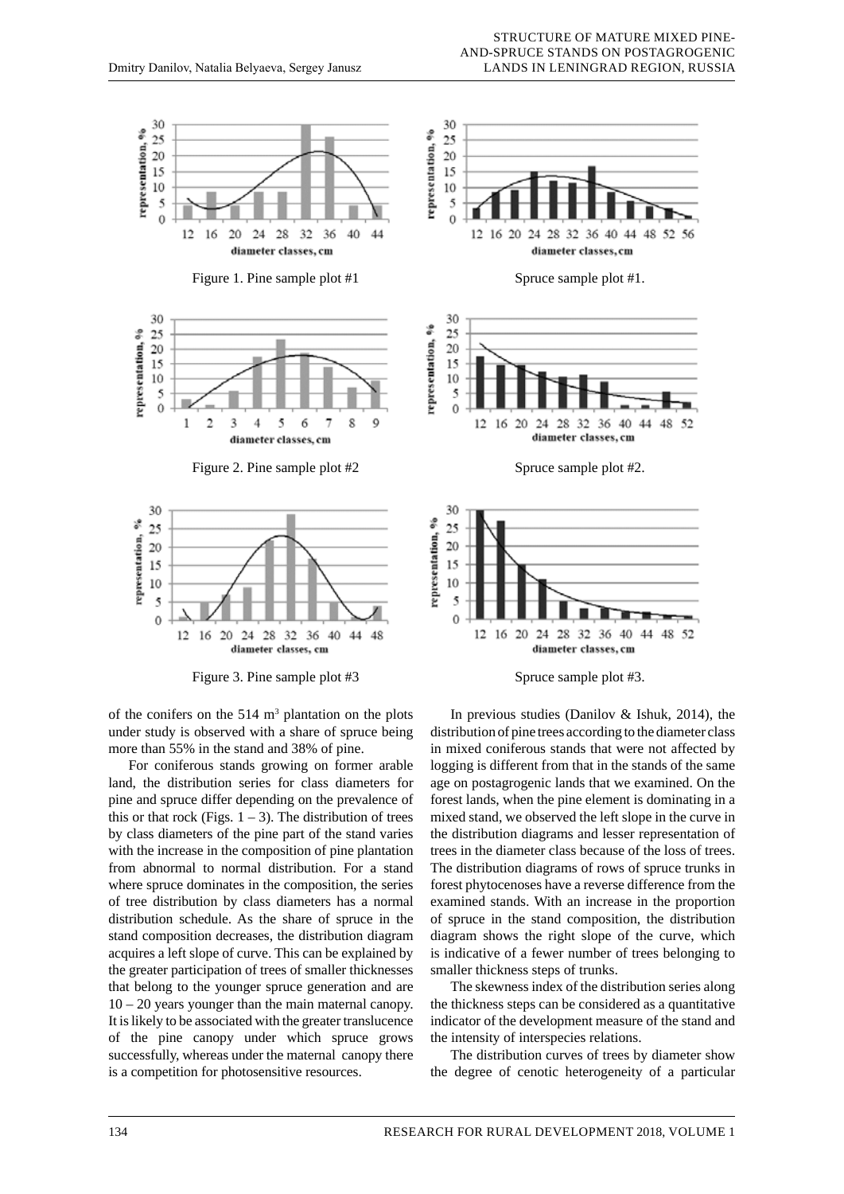Figure 1. Pine sample plot #1

Spruce sample plot #1.

Figure 2. Pine sample plot #2

Spruce sample plot #2.

Figure 3. Pine sample plot #3

Spruce sample plot #3.

of the conifers on the 514 $m^3$ plantation on the plots under study is observed with a share of spruce being more than 55% in the stand and 38% of pine.

For coniferous stands growing on former arable land, the distribution series for class diameters for pine and spruce differ depending on the prevalence of this or that rock (Figs. 1 – 3). The distribution of trees by class diameters of the pine part of the stand varies with the increase in the composition of pine plantation from abnormal to normal distribution. For a stand where spruce dominates in the composition, the series of tree distribution by class diameters has a normal distribution schedule. As the share of spruce in the stand composition decreases, the distribution diagram acquires a left slope of curve. This can be explained by the greater participation of trees of smaller thicknesses that belong to the younger spruce generation and are 10 – 20 years younger than the main maternal canopy. It is likely to be associated with the greater translucence of the pine canopy under which spruce grows successfully, whereas under the maternal canopy there is a competition for photosensitive resources.

In previous studies (Danilov & Ishuk, 2014), the distribution of pine trees according to the diameter class in mixed coniferous stands that were not affected by logging is different from that in the stands of the same age on postagrogenic lands that we examined. On the forest lands, when the pine element is dominating in a mixed stand, we observed the left slope in the curve in the distribution diagrams and lesser representation of trees in the diameter class because of the loss of trees. The distribution diagrams of rows of spruce trunks in forest phytocenoses have a reverse difference from the examined stands. With an increase in the proportion of spruce in the stand composition, the distribution diagram shows the right slope of the curve, which is indicative of a fewer number of trees belonging to smaller thickness steps of trunks.

The skewness index of the distribution series along the thickness steps can be considered as a quantitative indicator of the development measure of the stand and the intensity of interspecies relations.

The distribution curves of trees by diameter show the degree of cenotic heterogeneity of a particular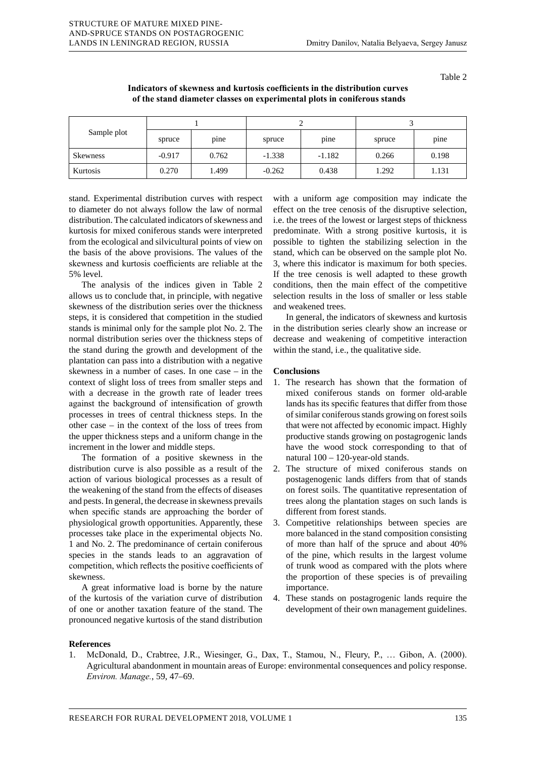Table 2

**Indicators of skewness and kurtosis coefficients in the distribution curves of the stand diameter classes on experimental plots in coniferous stands**

| Sample plot | 1 | | 2 | | 3 | |
|---|---|---|---|---|---|---|
| | spruce | pine | spruce | pine | spruce | pine |
| Skewness | -0.917 | 0.762 | -1.338 | -1.182 | 0.266 | 0.198 |
| Kurtosis | 0.270 | 1.499 | -0.262 | 0.438 | 1.292 | 1.131 |

stand. Experimental distribution curves with respect to diameter do not always follow the law of normal distribution. The calculated indicators of skewness and kurtosis for mixed coniferous stands were interpreted from the ecological and silvicultural points of view on the basis of the above provisions. The values of the skewness and kurtosis coefficients are reliable at the 5% level.

The analysis of the indices given in Table 2 allows us to conclude that, in principle, with negative skewness of the distribution series over the thickness steps, it is considered that competition in the studied stands is minimal only for the sample plot No. 2. The normal distribution series over the thickness steps of the stand during the growth and development of the plantation can pass into a distribution with a negative skewness in a number of cases. In one case – in the context of slight loss of trees from smaller steps and with a decrease in the growth rate of leader trees against the background of intensification of growth processes in trees of central thickness steps. In the other case – in the context of the loss of trees from the upper thickness steps and a uniform change in the increment in the lower and middle steps.

The formation of a positive skewness in the distribution curve is also possible as a result of the action of various biological processes as a result of the weakening of the stand from the effects of diseases and pests. In general, the decrease in skewness prevails when specific stands are approaching the border of physiological growth opportunities. Apparently, these processes take place in the experimental objects No. 1 and No. 2. The predominance of certain coniferous species in the stands leads to an aggravation of competition, which reflects the positive coefficients of skewness.

A great informative load is borne by the nature of the kurtosis of the variation curve of distribution of one or another taxation feature of the stand. The pronounced negative kurtosis of the stand distribution with a uniform age composition may indicate the effect on the tree cenosis of the disruptive selection, i.e. the trees of the lowest or largest steps of thickness predominate. With a strong positive kurtosis, it is possible to tighten the stabilizing selection in the stand, which can be observed on the sample plot No. 3, where this indicator is maximum for both species. If the tree cenosis is well adapted to these growth conditions, then the main effect of the competitive selection results in the loss of smaller or less stable and weakened trees.

In general, the indicators of skewness and kurtosis in the distribution series clearly show an increase or decrease and weakening of competitive interaction within the stand, i.e., the qualitative side.

## Conclusions

1. The research has shown that the formation of mixed coniferous stands on former old-arable lands has its specific features that differ from those of similar coniferous stands growing on forest soils that were not affected by economic impact. Highly productive stands growing on postagrogenic lands have the wood stock corresponding to that of natural 100 – 120-year-old stands.
2. The structure of mixed coniferous stands on postagenogenic lands differs from that of stands on forest soils. The quantitative representation of trees along the plantation stages on such lands is different from forest stands.
3. Competitive relationships between species are more balanced in the stand composition consisting of more than half of the spruce and about 40% of the pine, which results in the largest volume of trunk wood as compared with the plots where the proportion of these species is of prevailing importance.
4. These stands on postagrogenic lands require the development of their own management guidelines.

## References

1. McDonald, D., Crabtree, J.R., Wiesinger, G., Dax, T., Stamou, N., Fleury, P., … Gibon, A. (2000). Agricultural abandonment in mountain areas of Europe: environmental consequences and policy response. *Environ. Manage.*, 59, 47–69.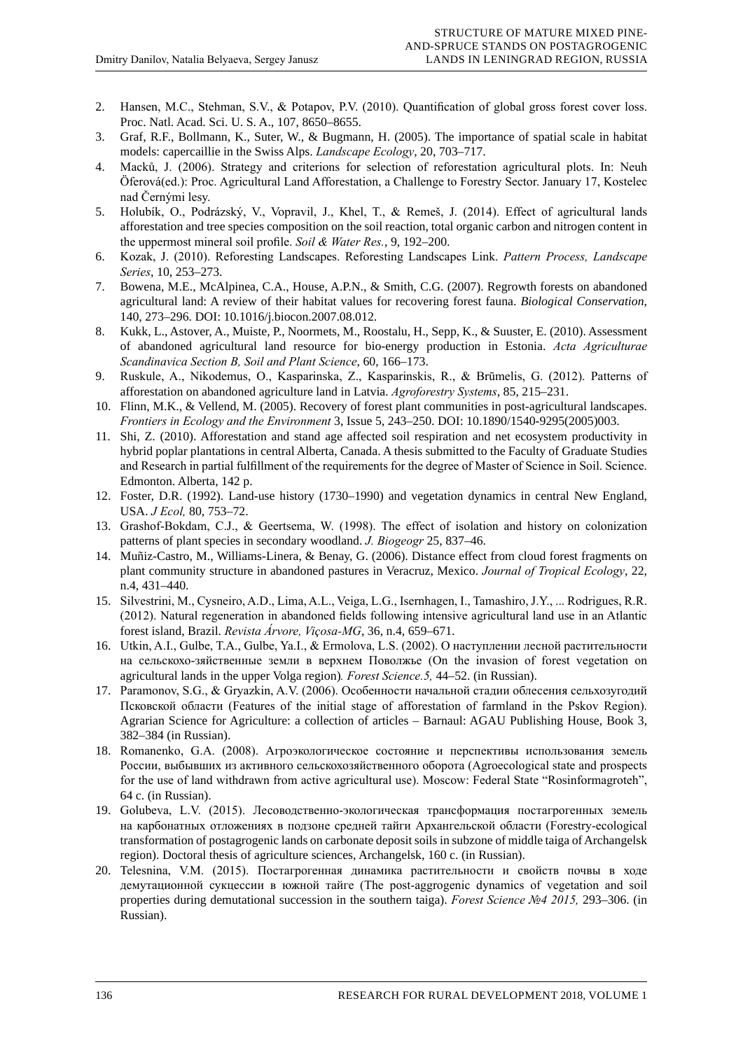2. Hansen, M.C., Stehman, S.V., & Potapov, P.V. (2010). Quantification of global gross forest cover loss. Proc. Natl. Acad. Sci. U. S. A., 107, 8650–8655.
3. Graf, R.F., Bollmann, K., Suter, W., & Bugmann, H. (2005). The importance of spatial scale in habitat models: capercaillie in the Swiss Alps. *Landscape Ecology*, 20, 703–717.
4. Macků, J. (2006). Strategy and criterions for selection of reforestation agricultural plots. In: Neuh Öferová(ed.): Proc. Agricultural Land Afforestation, a Challenge to Forestry Sector. January 17, Kostelec nad Černými lesy.
5. Holubík, O., Podrázský, V., Vopravil, J., Khel, T., & Remeš, J. (2014). Effect of agricultural lands afforestation and tree species composition on the soil reaction, total organic carbon and nitrogen content in the uppermost mineral soil profile. *Soil & Water Res.*, 9, 192–200.
6. Kozak, J. (2010). Reforesting Landscapes. Reforesting Landscapes Link. *Pattern Process, Landscape Series*, 10, 253–273.
7. Bowena, M.E., McAlpinea, C.A., House, A.P.N., & Smith, C.G. (2007). Regrowth forests on abandoned agricultural land: A review of their habitat values for recovering forest fauna. *Biological Conservation*, 140, 273–296. DOI: 10.1016/j.biocon.2007.08.012.
8. Kukk, L., Astover, A., Muiste, P., Noormets, M., Roostalu, H., Sepp, K., & Suuster, E. (2010). Assessment of abandoned agricultural land resource for bio-energy production in Estonia. *Acta Agriculturae Scandinavica Section B, Soil and Plant Science*, 60, 166–173.
9. Ruskule, A., Nikodemus, O., Kasparinska, Z., Kasparinskis, R., & Brūmelis, G. (2012). Patterns of afforestation on abandoned agriculture land in Latvia. *Agroforestry Systems*, 85, 215–231.
10. Flinn, M.K., & Vellend, M. (2005). Recovery of forest plant communities in post-agricultural landscapes. *Frontiers in Ecology and the Environment* 3, Issue 5, 243–250. DOI: 10.1890/1540-9295(2005)003.
11. Shi, Z. (2010). Afforestation and stand age affected soil respiration and net ecosystem productivity in hybrid poplar plantations in central Alberta, Canada. A thesis submitted to the Faculty of Graduate Studies and Research in partial fulfillment of the requirements for the degree of Master of Science in Soil. Science. Edmonton. Alberta, 142 p.
12. Foster, D.R. (1992). Land-use history (1730–1990) and vegetation dynamics in central New England, USA. *J Ecol,* 80, 753–72.
13. Grashof-Bokdam, C.J., & Geertsema, W. (1998). The effect of isolation and history on colonization patterns of plant species in secondary woodland. *J. Biogeogr* 25, 837–46.
14. Muñiz-Castro, M., Williams-Linera, & Benay, G. (2006). Distance effect from cloud forest fragments on plant community structure in abandoned pastures in Veracruz, Mexico. *Journal of Tropical Ecology*, 22, n.4, 431–440.
15. Silvestrini, M., Cysneiro, A.D., Lima, A.L., Veiga, L.G., Isernhagen, I., Tamashiro, J.Y., ... Rodrigues, R.R. (2012). Natural regeneration in abandoned fields following intensive agricultural land use in an Atlantic forest island, Brazil. *Revista Árvore, Viçosa-MG*, 36, n.4, 659–671.
16. Utkin, A.I., Gulbe, T.A., Gulbe, Ya.I., & Ermolova, L.S. (2002). О наступлении лесной растительности на сельскохо-зяйственные земли в верхнем Поволжье (On the invasion of forest vegetation on agricultural lands in the upper Volga region)*. Forest Science.5,* 44–52. (in Russian).
17. Paramonov, S.G., & Gryazkin, A.V. (2006). Особенности начальной стадии облесения сельхозугодий Псковской области (Features of the initial stage of afforestation of farmland in the Pskov Region). Agrarian Science for Agriculture: a collection of articles – Barnaul: AGAU Publishing House, Book 3, 382–384 (in Russian).
18. Romanenko, G.A. (2008). Агроэкологическое состояние и перспективы использования земель России, выбывших из активного сельскохозяйственного оборота (Agroecological state and prospects for the use of land withdrawn from active agricultural use). Moscow: Federal State "Rosinformagroteh", 64 c. (in Russian).
19. Golubeva, L.V. (2015). Лесоводственно-экологическая трансформация постагрогенных земель на карбонатных отложениях в подзоне средней тайги Архангельской области (Forestry-ecological transformation of postagrogenic lands on carbonate deposit soils in subzone of middle taiga of Archangelsk region). Doctoral thesis of agriculture sciences, Archangelsk, 160 c. (in Russian).
20. Telesnina, V.M. (2015). Постагрогенная динамика растительности и свойств почвы в ходе демутационной сукцессии в южной тайге (The post-aggrogenic dynamics of vegetation and soil properties during demutational succession in the southern taiga). *Forest Science №4 2015,* 293–306. (in Russian).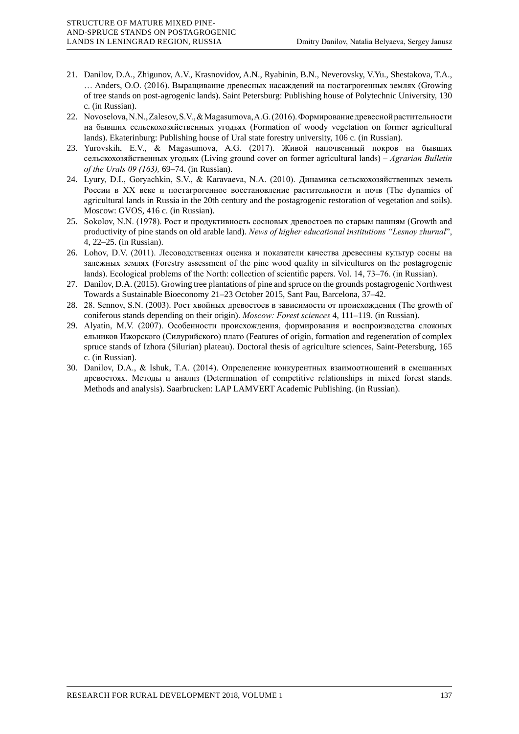21. Danilov, D.A., Zhigunov, A.V., Krasnovidov, A.N., Ryabinin, B.N., Neverovsky, V.Yu., Shestakova, T.A., … Anders, O.O. (2016). Выращивание древесных насаждений на постагрогенных землях (Growing of tree stands on post-agrogenic lands). Saint Petersburg: Publishing house of Polytechnic University, 130 c. (in Russian).
22. Novoselova, N.N., Zalesov, S.V., & Magasumova, A.G. (2016). Формирование древесной растительности на бывших сельскохозяйственных угодьях (Formation of woody vegetation on former agricultural lands). Ekaterinburg: Publishing house of Ural state forestry university, 106 c. (in Russian).
23. Yurovskih, E.V., & Magasumova, A.G. (2017). Живой напочвенный покров на бывших сельскохозяйственных угодьях (Living ground cover on former agricultural lands) – *Agrarian Bulletin of the Urals 09 (163),* 69–74. (in Russian).
24. Lyury, D.I., Goryachkin, S.V., & Karavaeva, N.A. (2010). Динамика сельскохозяйственных земель России в XX веке и постагрогенное восстановление растительности и почв (The dynamics of agricultural lands in Russia in the 20th century and the postagrogenic restoration of vegetation and soils). Moscow: GVOS, 416 c. (in Russian).
25. Sokolov, N.N. (1978). Рост и продуктивность сосновых древостоев по старым пашням (Growth and productivity of pine stands on old arable land). *News of higher educational institutions "Lesnoy zhurnal*", 4, 22–25. (in Russian).
26. Lohov, D.V. (2011). Лесоводственная оценка и показатели качества древесины культур сосны на залежных землях (Forestry assessment of the pine wood quality in silvicultures on the postagrogenic lands). Ecological problems of the North: collection of scientific papers. Vol. 14, 73–76. (in Russian).
27. Danilov, D.A. (2015). Growing tree plantations of pine and spruce on the grounds postagrogenic Northwest Towards a Sustainable Bioeconomy 21–23 October 2015, Sant Pau, Barcelona, 37–42.
28. 28. Sennov, S.N. (2003). Рост хвойных древостоев в зависимости от происхождения (The growth of coniferous stands depending on their origin). *Moscow: Forest sciences* 4, 111–119. (in Russian).
29. Alyatin, M.V. (2007). Особенности происхождения, формирования и воспроизводства сложных ельников Ижорского (Силурийского) плато (Features of origin, formation and regeneration of complex spruce stands of Izhora (Silurian) plateau). Doctoral thesis of agriculture sciences, Saint-Petersburg, 165 c. (in Russian).
30. Danilov, D.A., & Ishuk, T.A. (2014). Определение конкурентных взаимоотношений в смешанных древостоях. Методы и анализ (Determination of competitive relationships in mixed forest stands. Methods and analysis). Saarbrucken: LAP LAMVERT Academic Publishing. (in Russian).